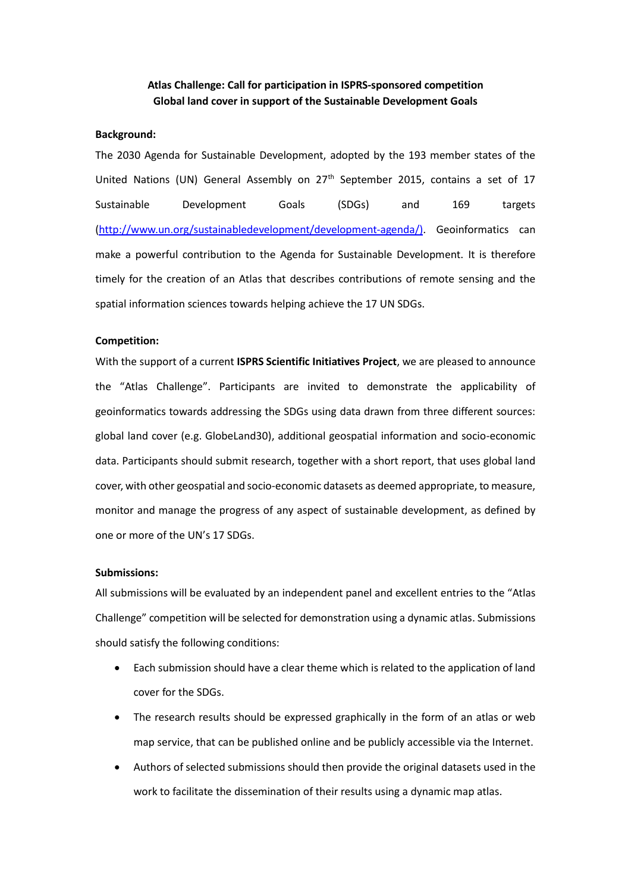**Atlas Challenge: Call for participation in ISPRS-sponsored competition**
**Global land cover in support of the Sustainable Development Goals**

**Background:**

The 2030 Agenda for Sustainable Development, adopted by the 193 member states of the United Nations (UN) General Assembly on 27th September 2015, contains a set of 17 Sustainable Development Goals (SDGs) and 169 targets (http://www.un.org/sustainabledevelopment/development-agenda/). Geoinformatics can make a powerful contribution to the Agenda for Sustainable Development. It is therefore timely for the creation of an Atlas that describes contributions of remote sensing and the spatial information sciences towards helping achieve the 17 UN SDGs.

**Competition:**

With the support of a current **ISPRS Scientific Initiatives Project**, we are pleased to announce the "Atlas Challenge". Participants are invited to demonstrate the applicability of geoinformatics towards addressing the SDGs using data drawn from three different sources: global land cover (e.g. GlobeLand30), additional geospatial information and socio-economic data. Participants should submit research, together with a short report, that uses global land cover, with other geospatial and socio-economic datasets as deemed appropriate, to measure, monitor and manage the progress of any aspect of sustainable development, as defined by one or more of the UN's 17 SDGs.

**Submissions:**

All submissions will be evaluated by an independent panel and excellent entries to the "Atlas Challenge" competition will be selected for demonstration using a dynamic atlas. Submissions should satisfy the following conditions:

- Each submission should have a clear theme which is related to the application of land cover for the SDGs.
- The research results should be expressed graphically in the form of an atlas or web map service, that can be published online and be publicly accessible via the Internet.
- Authors of selected submissions should then provide the original datasets used in the work to facilitate the dissemination of their results using a dynamic map atlas.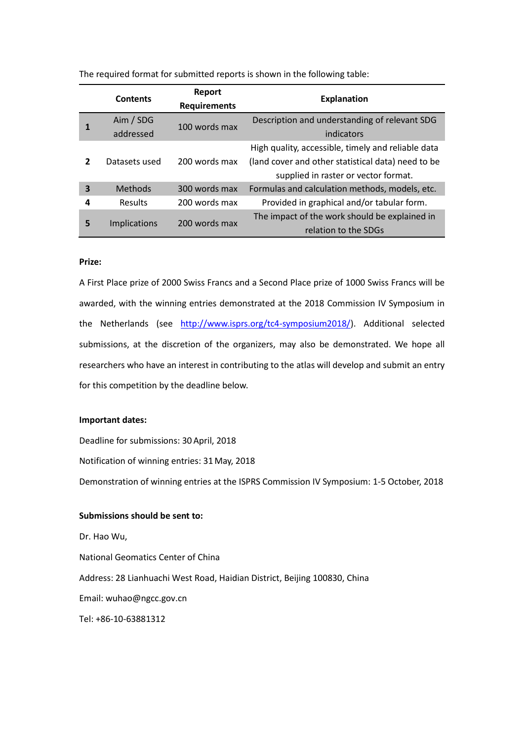The required format for submitted reports is shown in the following table:

| | Contents | Report Requirements | Explanation |
|---|---|---|---|
| **1** | Aim / SDG addressed | 100 words max | Description and understanding of relevant SDG indicators |
| **2** | Datasets used | 200 words max | High quality, accessible, timely and reliable data (land cover and other statistical data) need to be supplied in raster or vector format. |
| **3** | Methods | 300 words max | Formulas and calculation methods, models, etc. |
| **4** | Results | 200 words max | Provided in graphical and/or tabular form. |
| **5** | Implications | 200 words max | The impact of the work should be explained in relation to the SDGs |

**Prize:**

A First Place prize of 2000 Swiss Francs and a Second Place prize of 1000 Swiss Francs will be awarded, with the winning entries demonstrated at the 2018 Commission IV Symposium in the Netherlands (see [http://www.isprs.org/tc4-symposium2018/](http://www.isprs.org/tc4-symposium2018/)). Additional selected submissions, at the discretion of the organizers, may also be demonstrated. We hope all researchers who have an interest in contributing to the atlas will develop and submit an entry for this competition by the deadline below.

**Important dates:**

Deadline for submissions: 30 April, 2018

Notification of winning entries: 31 May, 2018

Demonstration of winning entries at the ISPRS Commission IV Symposium: 1-5 October, 2018

**Submissions should be sent to:**

Dr. Hao Wu,

National Geomatics Center of China

Address: 28 Lianhuachi West Road, Haidian District, Beijing 100830, China

Email: wuhao@ngcc.gov.cn

Tel: +86-10-63881312